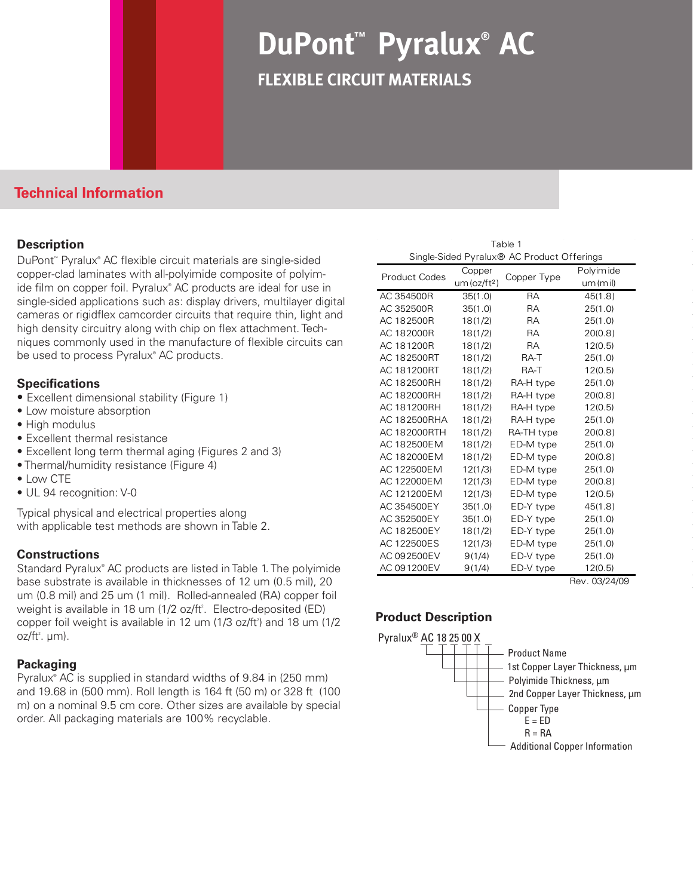# DuPont™ Pyralux® AC

## FLEXIBLE CIRCUIT MATERIALS

## Technical Information

### Description

DuPont™ Pyralux® AC flexible circuit materials are single-sided copper-clad laminates with all-polyimide composite of polyimide film on copper foil. Pyralux® AC products are ideal for use in single-sided applications such as: display drivers, multilayer digital cameras or rigidflex camcorder circuits that require thin, light and high density circuitry along with chip on flex attachment. Techniques commonly used in the manufacture of flexible circuits can be used to process Pyralux® AC products.

### Specifications

- Excellent dimensional stability (Figure 1)
- Low moisture absorption
- High modulus
- Excellent thermal resistance
- Excellent long term thermal aging (Figures 2 and 3)
- Thermal/humidity resistance (Figure 4)
- Low CTE
- UL 94 recognition: V-0

Typical physical and electrical properties along with applicable test methods are shown in Table 2.

### Constructions

Standard Pyralux® AC products are listed in Table 1. The polyimide base substrate is available in thicknesses of 12 um (0.5 mil), 20 um (0.8 mil) and 25 um (1 mil). Rolled-annealed (RA) copper foil weight is available in 18 um (1/2 oz/ft². Electro-deposited (ED) copper foil weight is available in 12 um (1/3 oz/ft²) and 18 um (1/2 oz/ft². µm).

### Packaging

Pyralux® AC is supplied in standard widths of 9.84 in (250 mm) and 19.68 in (500 mm). Roll length is 164 ft (50 m) or 328 ft (100 m) on a nominal 9.5 cm core. Other sizes are available by special order. All packaging materials are 100% recyclable.

Table 1
Single-Sided Pyralux® AC Product Offerings

| Product Codes | Copper um(oz/ft²) | Copper Type | Polyimide um(mil) |
|---|---|---|---|
| AC 354500R | 35(1.0) | RA | 45(1.8) |
| AC 352500R | 35(1.0) | RA | 25(1.0) |
| AC 182500R | 18(1/2) | RA | 25(1.0) |
| AC 182000R | 18(1/2) | RA | 20(0.8) |
| AC 181200R | 18(1/2) | RA | 12(0.5) |
| AC 182500RT | 18(1/2) | RA-T | 25(1.0) |
| AC 181200RT | 18(1/2) | RA-T | 12(0.5) |
| AC 182500RH | 18(1/2) | RA-H type | 25(1.0) |
| AC 182000RH | 18(1/2) | RA-H type | 20(0.8) |
| AC 181200RH | 18(1/2) | RA-H type | 12(0.5) |
| AC 182500RHA | 18(1/2) | RA-H type | 25(1.0) |
| AC 182000RTH | 18(1/2) | RA-TH type | 20(0.8) |
| AC 182500EM | 18(1/2) | ED-M type | 25(1.0) |
| AC 182000EM | 18(1/2) | ED-M type | 20(0.8) |
| AC 122500EM | 12(1/3) | ED-M type | 25(1.0) |
| AC 122000EM | 12(1/3) | ED-M type | 20(0.8) |
| AC 121200EM | 12(1/3) | ED-M type | 12(0.5) |
| AC 354500EY | 35(1.0) | ED-Y type | 45(1.8) |
| AC 352500EY | 35(1.0) | ED-Y type | 25(1.0) |
| AC 182500EY | 18(1/2) | ED-Y type | 25(1.0) |
| AC 122500ES | 12(1/3) | ED-M type | 25(1.0) |
| AC 092500EV | 9(1/4) | ED-V type | 25(1.0) |
| AC 091200EV | 9(1/4) | ED-V type | 12(0.5) |

Rev. 03/24/09

### Product Description

Pyralux® AC 18 25 00 X

- Product Name
- 1st Copper Layer Thickness, µm
- Polyimide Thickness, µm
- 2nd Copper Layer Thickness, µm
- Copper Type
  - E = ED
  - R = RA
- Additional Copper Information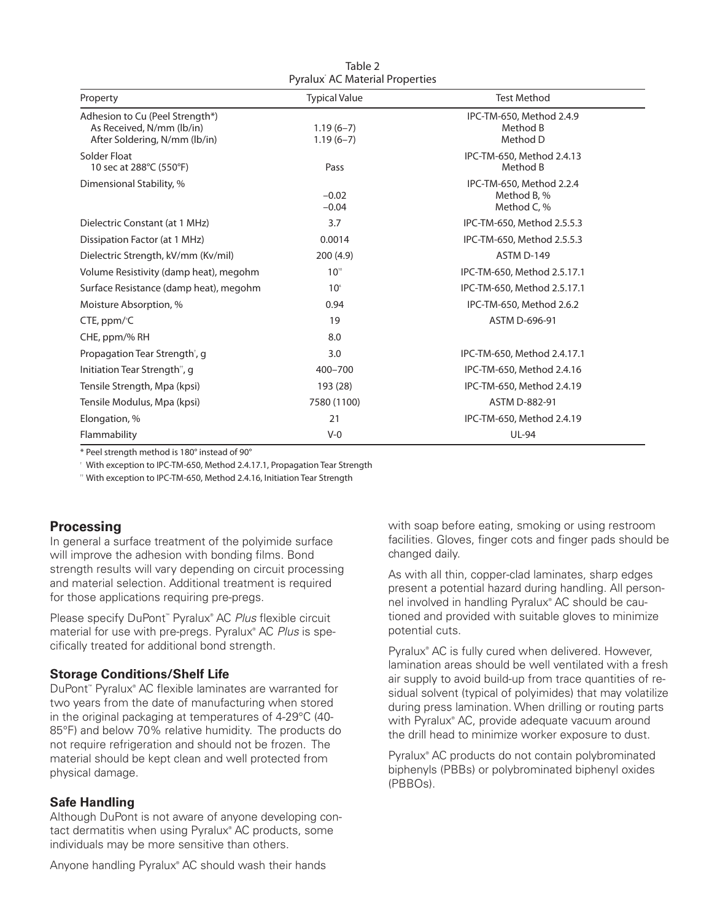Table 2
Pyralux® AC Material Properties

| Property | Typical Value | Test Method |
|---|---|---|
| Adhesion to Cu (Peel Strength*) | | IPC-TM-650, Method 2.4.9 |
| As Received, N/mm (lb/in) | 1.19 (6–7) | Method B |
| After Soldering, N/mm (lb/in) | 1.19 (6–7) | Method D |
| Solder Float | | IPC-TM-650, Method 2.4.13 |
| 10 sec at 288°C (550°F) | Pass | Method B |
| Dimensional Stability, % | | IPC-TM-650, Method 2.2.4 |
| | −0.02 | Method B, % |
| | −0.04 | Method C, % |
| Dielectric Constant (at 1 MHz) | 3.7 | IPC-TM-650, Method 2.5.5.3 |
| Dissipation Factor (at 1 MHz) | 0.0014 | IPC-TM-650, Method 2.5.5.3 |
| Dielectric Strength, kV/mm (Kv/mil) | 200 (4.9) | ASTM D-149 |
| Volume Resistivity (damp heat), megohm | $10^{10}$ | IPC-TM-650, Method 2.5.17.1 |
| Surface Resistance (damp heat), megohm | $10^{8}$ | IPC-TM-650, Method 2.5.17.1 |
| Moisture Absorption, % | 0.94 | IPC-TM-650, Method 2.6.2 |
| CTE, ppm/°C | 19 | ASTM D-696-91 |
| CHE, ppm/% RH | 8.0 | |
| Propagation Tear Strength†, g | 3.0 | IPC-TM-650, Method 2.4.17.1 |
| Initiation Tear Strength††, g | 400–700 | IPC-TM-650, Method 2.4.16 |
| Tensile Strength, Mpa (kpsi) | 193 (28) | IPC-TM-650, Method 2.4.19 |
| Tensile Modulus, Mpa (kpsi) | 7580 (1100) | ASTM D-882-91 |
| Elongation, % | 21 | IPC-TM-650, Method 2.4.19 |
| Flammability | V-0 | UL-94 |

\* Peel strength method is 180° instead of 90°

† With exception to IPC-TM-650, Method 2.4.17.1, Propagation Tear Strength

†† With exception to IPC-TM-650, Method 2.4.16, Initiation Tear Strength

## Processing

In general a surface treatment of the polyimide surface will improve the adhesion with bonding films. Bond strength results will vary depending on circuit processing and material selection. Additional treatment is required for those applications requiring pre-pregs.

Please specify DuPont™ Pyralux® AC *Plus* flexible circuit material for use with pre-pregs. Pyralux® AC *Plus* is specifically treated for additional bond strength.

### Storage Conditions/Shelf Life

DuPont™ Pyralux® AC flexible laminates are warranted for two years from the date of manufacturing when stored in the original packaging at temperatures of 4-29°C (40-85°F) and below 70% relative humidity. The products do not require refrigeration and should not be frozen. The material should be kept clean and well protected from physical damage.

### Safe Handling

Although DuPont is not aware of anyone developing contact dermatitis when using Pyralux® AC products, some individuals may be more sensitive than others.

Anyone handling Pyralux® AC should wash their hands with soap before eating, smoking or using restroom facilities. Gloves, finger cots and finger pads should be changed daily.

As with all thin, copper-clad laminates, sharp edges present a potential hazard during handling. All personnel involved in handling Pyralux® AC should be cautioned and provided with suitable gloves to minimize potential cuts.

Pyralux® AC is fully cured when delivered. However, lamination areas should be well ventilated with a fresh air supply to avoid build-up from trace quantities of residual solvent (typical of polyimides) that may volatilize during press lamination. When drilling or routing parts with Pyralux® AC, provide adequate vacuum around the drill head to minimize worker exposure to dust.

Pyralux® AC products do not contain polybrominated biphenyls (PBBs) or polybrominated biphenyl oxides (PBBOs).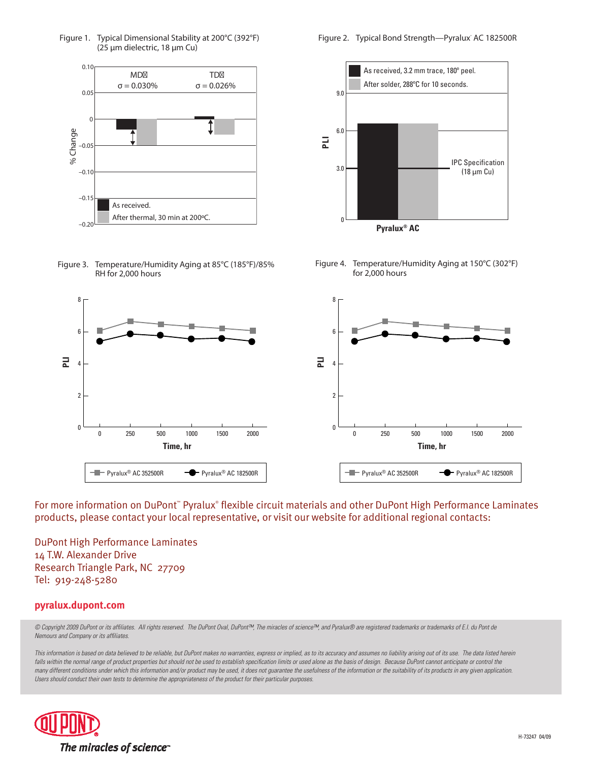Figure 1. Typical Dimensional Stability at 200°C (392°F) (25 µm dielectric, 18 µm Cu)

MD
σ = 0.030%

TD
σ = 0.026%

0.10
0.05
0
−0.05
−0.10
−0.15
−0.20

% Change

As received.
After thermal, 30 min at 200ºC.

Figure 2. Typical Bond Strength—Pyralux® AC 182500R

As received, 3.2 mm trace, 180º peel.
After solder, 288ºC for 10 seconds.

9.0
6.0
3.0
0

PLI

IPC Specification (18 µm Cu)

Pyralux® AC

Figure 3. Temperature/Humidity Aging at 85°C (185°F)/85% RH for 2,000 hours

8
6
4
2
0

PLI

0 250 500 1000 1500 2000

Time, hr

Pyralux® AC 352500R
Pyralux® AC 182500R

Figure 4. Temperature/Humidity Aging at 150°C (302°F) for 2,000 hours

8
6
4
2
0

PLI

0 250 500 1000 1500 2000

Time, hr

Pyralux® AC 352500R
Pyralux® AC 182500R

For more information on DuPont™ Pyralux® flexible circuit materials and other DuPont High Performance Laminates products, please contact your local representative, or visit our website for additional regional contacts:

DuPont High Performance Laminates
14 T.W. Alexander Drive
Research Triangle Park, NC 27709
Tel: 919-248-5280

**pyralux.dupont.com**

*© Copyright 2009 DuPont or its affiliates. All rights reserved. The DuPont Oval, DuPont™, The miracles of science™, and Pyralux® are registered trademarks or trademarks of E.I. du Pont de Nemours and Company or its affiliates.*

*This information is based on data believed to be reliable, but DuPont makes no warranties, express or implied, as to its accuracy and assumes no liability arising out of its use. The data listed herein falls within the normal range of product properties but should not be used to establish specification limits or used alone as the basis of design. Because DuPont cannot anticipate or control the many different conditions under which this information and/or product may be used, it does not guarantee the usefulness of the information or the suitability of its products in any given application. Users should conduct their own tests to determine the appropriateness of the product for their particular purposes.*

The miracles of science™

H-73247 04/09